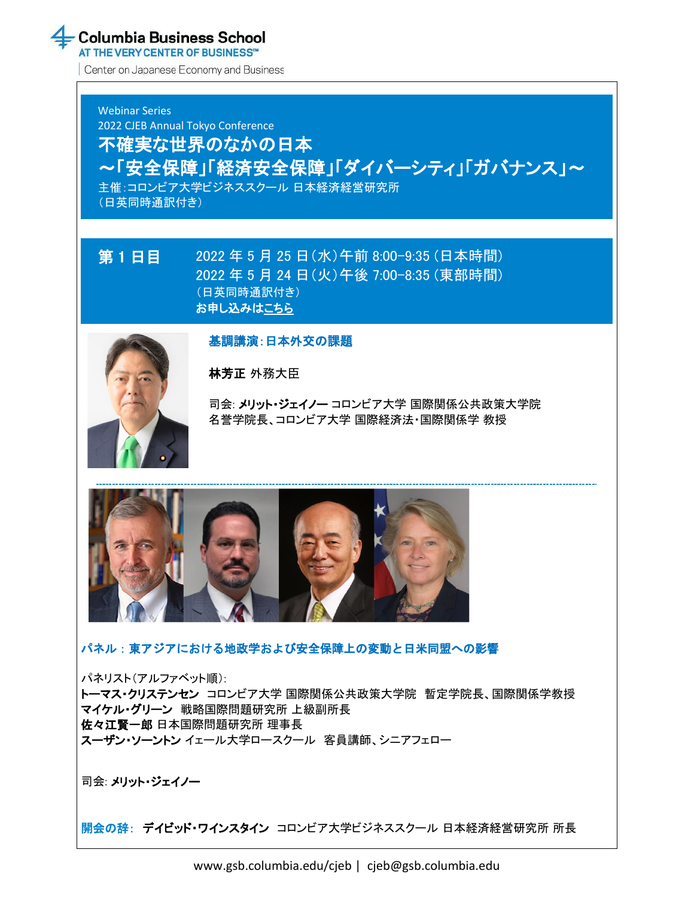Columbia Business School
AT THE VERY CENTER OF BUSINESS™
Center on Japanese Economy and Business

Webinar Series
2022 CJEB Annual Tokyo Conference

# 不確実な世界のなかの日本
# ～「安全保障」「経済安全保障」「ダイバーシティ」「ガバナンス」～

主催:コロンビア大学ビジネススクール 日本経済経営研究所
（日英同時通訳付き）

## 第 1 日目

2022 年 5 月 25 日（水）午前 8:00-9:35（日本時間）
2022 年 5 月 24 日（火）午後 7:00-8:35（東部時間）
（日英同時通訳付き）
**お申し込みはこちら**

### 基調講演: 日本外交の課題

**林芳正** 外務大臣

司会: **メリット・ジェイノー** コロンビア大学 国際関係公共政策大学院 名誉学院長、コロンビア大学 国際経済法・国際関係学 教授

### パネル：東アジアにおける地政学および安全保障上の変動と日米同盟への影響

パネリスト（アルファベット順）:
**トーマス・クリステンセン** コロンビア大学 国際関係公共政策大学院 暫定学院長、国際関係学教授
**マイケル・グリーン** 戦略国際問題研究所 上級副所長
**佐々江賢一郎** 日本国際問題研究所 理事長
**スーザン・ソーントン** イェール大学ロースクール 客員講師、シニアフェロー

司会: **メリット・ジェイノー**

**開会の辞: デイビッド・ワインスタイン** コロンビア大学ビジネススクール 日本経済経営研究所 所長

www.gsb.columbia.edu/cjeb | cjeb@gsb.columbia.edu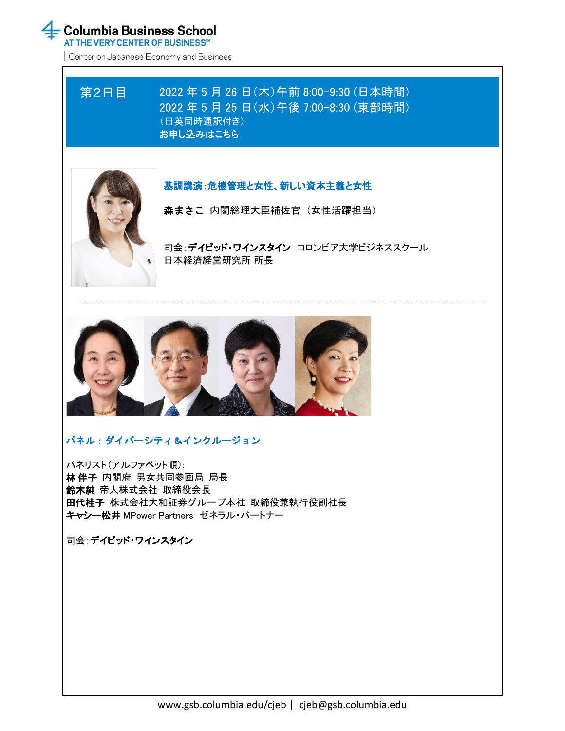Columbia Business School
AT THE VERY CENTER OF BUSINESS™
Center on Japanese Economy and Business

## 第2日目

2022 年 5 月 26 日(木)午前 8:00-9:30 (日本時間)
2022 年 5 月 25 日(水)午後 7:00-8:30 (東部時間)
(日英同時通訳付き)
**お申し込みはこちら**

### 基調講演:危機管理と女性、新しい資本主義と女性

**森まさこ** 内閣総理大臣補佐官（女性活躍担当）

司会:**デイビッド・ワインスタイン** コロンビア大学ビジネススクール 日本経済経営研究所 所長

---

### パネル：ダイバーシティ&インクルージョン

パネリスト(アルファベット順):
**林 伴子** 内閣府 男女共同参画局 局長
**鈴木純** 帝人株式会社 取締役会長
**田代桂子** 株式会社大和証券グループ本社 取締役兼執行役副社長
**キャシー松井** MPower Partners ゼネラル・パートナー

司会:**デイビッド・ワインスタイン**

www.gsb.columbia.edu/cjeb | cjeb@gsb.columbia.edu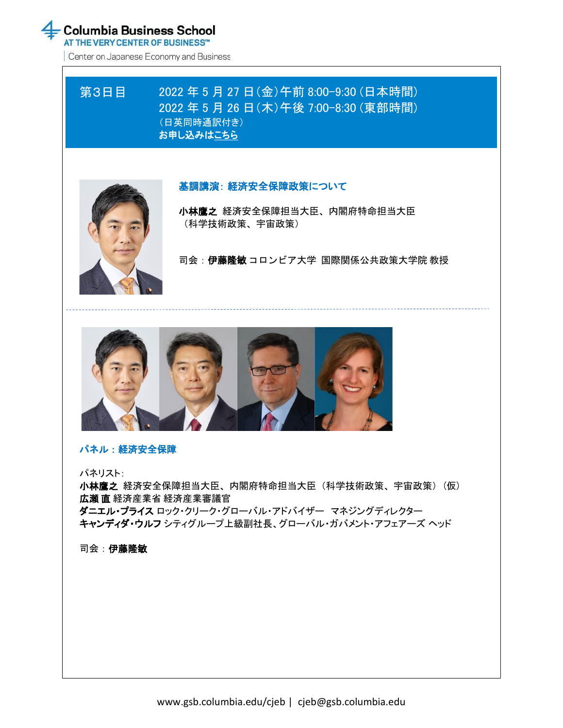Columbia Business School
AT THE VERY CENTER OF BUSINESS™
Center on Japanese Economy and Business

## 第3日目

2022 年 5 月 27 日(金)午前 8:00-9:30 (日本時間)
2022 年 5 月 26 日(木)午後 7:00-8:30 (東部時間)
(日英同時通訳付き)
**お申し込みはこちら**

### 基調講演: 経済安全保障政策について

**小林鷹之** 経済安全保障担当大臣、内閣府特命担当大臣
(科学技術政策、宇宙政策)

司会 : **伊藤隆敏** コロンビア大学 国際関係公共政策大学院 教授

---

### パネル:経済安全保障

パネリスト:
**小林鷹之** 経済安全保障担当大臣、内閣府特命担当大臣(科学技術政策、宇宙政策)(仮)
**広瀬 直** 経済産業省 経済産業審議官
**ダニエル・プライス** ロック・クリーク・グローバル・アドバイザー マネジングディレクター
**キャンディダ・ウルフ** シティグループ上級副社長、グローバル・ガバメント・アフェアーズ ヘッド

司会 : **伊藤隆敏**

www.gsb.columbia.edu/cjeb | cjeb@gsb.columbia.edu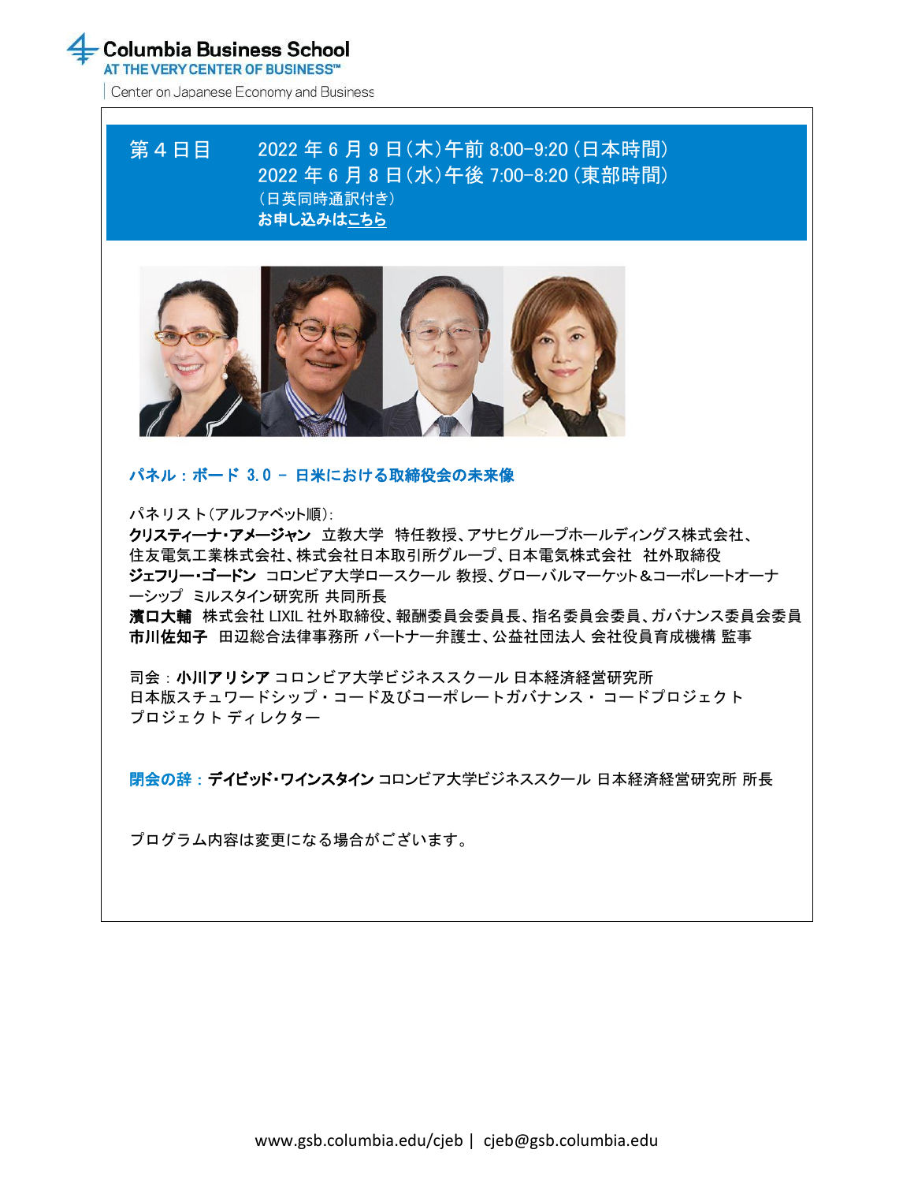Columbia Business School
AT THE VERY CENTER OF BUSINESS™
Center on Japanese Economy and Business

## 第４日目　2022 年 6 月 9 日（木）午前 8:00-9:20（日本時間）

2022 年 6 月 8 日（水）午後 7:00-8:20（東部時間）
（日英同時通訳付き）
**お申し込みはこちら**

### パネル：ボード 3.0 – 日米における取締役会の未来像

パネリスト（アルファベット順）：

**クリスティーナ・アメージャン**　立教大学　特任教授、アサヒグループホールディングス株式会社、住友電気工業株式会社、株式会社日本取引所グループ、日本電気株式会社　社外取締役
**ジェフリー・ゴードン**　コロンビア大学ロースクール 教授、グローバルマーケット＆コーポレートオーナーシップ ミルスタイン研究所 共同所長
**濱口大輔**　株式会社 LIXIL 社外取締役、報酬委員会委員長、指名委員会委員、ガバナンス委員会委員
**市川佐知子**　田辺総合法律事務所 パートナー弁護士、公益社団法人 会社役員育成機構 監事

司会：**小川アリシア** コロンビア大学ビジネススクール 日本経済経営研究所
日本版スチュワードシップ・コード及びコーポレートガバナンス・コードプロジェクト
プロジェクト ディレクター

**閉会の辞：デイビッド・ワインスタイン** コロンビア大学ビジネススクール 日本経済経営研究所 所長

プログラム内容は変更になる場合がございます。

www.gsb.columbia.edu/cjeb | cjeb@gsb.columbia.edu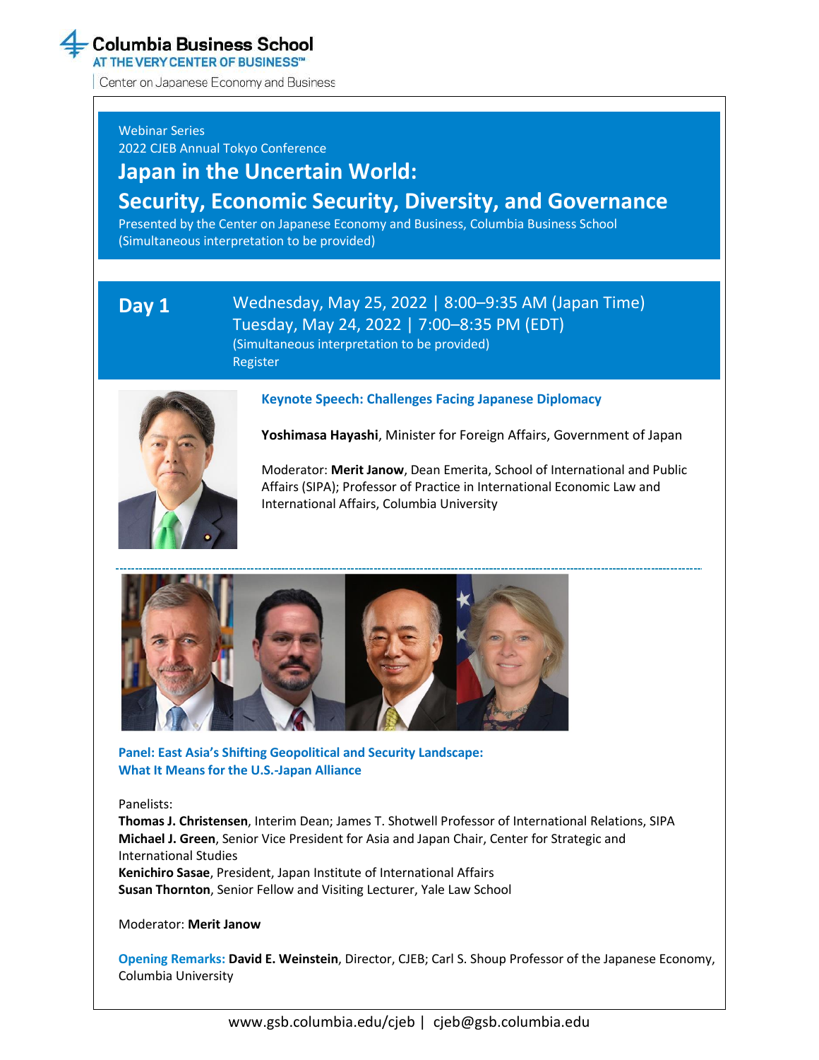Columbia Business School
AT THE VERY CENTER OF BUSINESS™
Center on Japanese Economy and Business

Webinar Series
2022 CJEB Annual Tokyo Conference

# Japan in the Uncertain World: Security, Economic Security, Diversity, and Governance

Presented by the Center on Japanese Economy and Business, Columbia Business School
(Simultaneous interpretation to be provided)

## Day 1

Wednesday, May 25, 2022 | 8:00–9:35 AM (Japan Time)
Tuesday, May 24, 2022 | 7:00–8:35 PM (EDT)
(Simultaneous interpretation to be provided)
Register

### Keynote Speech: Challenges Facing Japanese Diplomacy

**Yoshimasa Hayashi**, Minister for Foreign Affairs, Government of Japan

Moderator: **Merit Janow**, Dean Emerita, School of International and Public Affairs (SIPA); Professor of Practice in International Economic Law and International Affairs, Columbia University

### Panel: East Asia's Shifting Geopolitical and Security Landscape: What It Means for the U.S.-Japan Alliance

Panelists:
**Thomas J. Christensen**, Interim Dean; James T. Shotwell Professor of International Relations, SIPA
**Michael J. Green**, Senior Vice President for Asia and Japan Chair, Center for Strategic and International Studies
**Kenichiro Sasae**, President, Japan Institute of International Affairs
**Susan Thornton**, Senior Fellow and Visiting Lecturer, Yale Law School

Moderator: **Merit Janow**

**Opening Remarks:** **David E. Weinstein**, Director, CJEB; Carl S. Shoup Professor of the Japanese Economy, Columbia University

www.gsb.columbia.edu/cjeb | cjeb@gsb.columbia.edu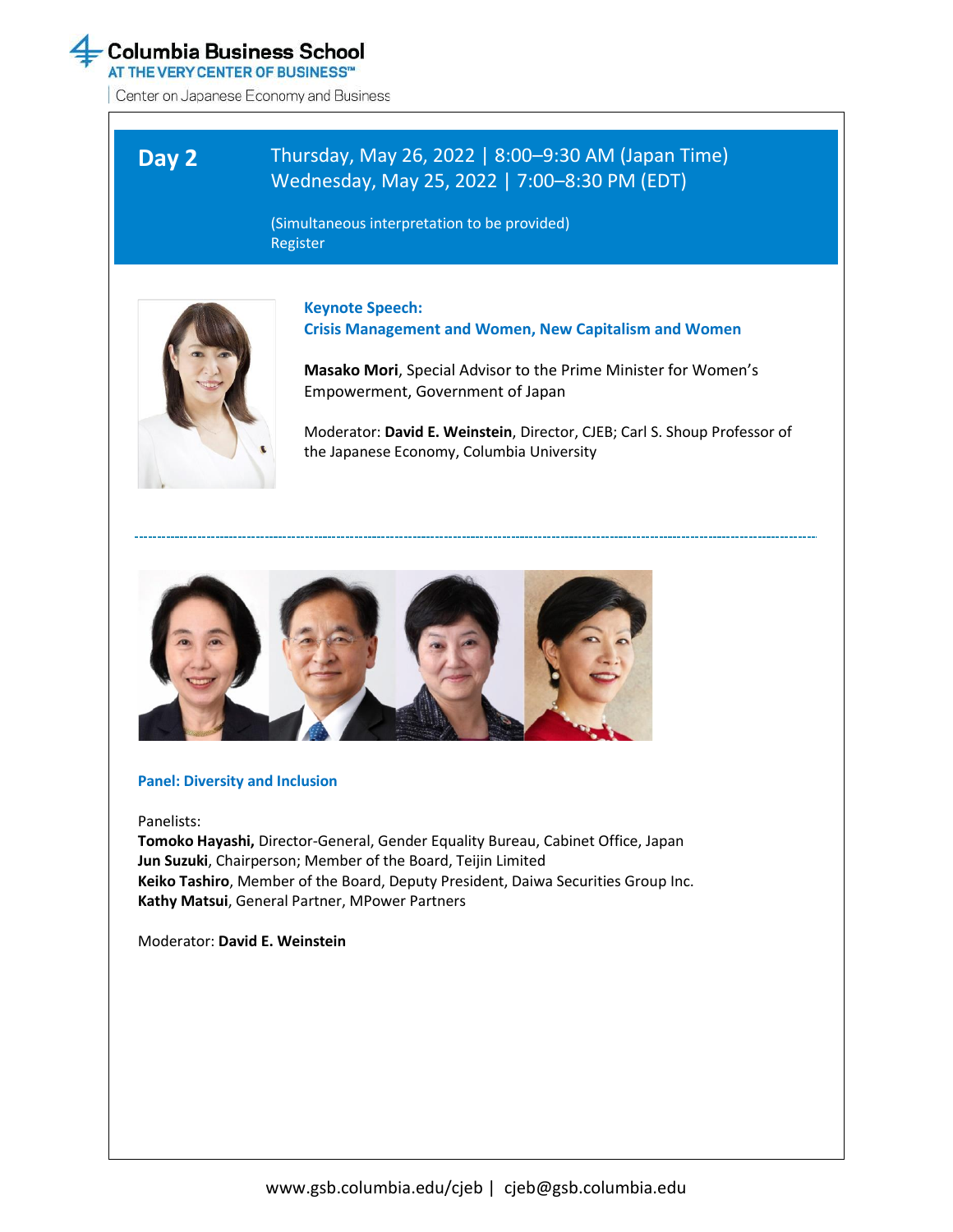Columbia Business School
AT THE VERY CENTER OF BUSINESS™
Center on Japanese Economy and Business

## Day 2

Thursday, May 26, 2022 | 8:00–9:30 AM (Japan Time)
Wednesday, May 25, 2022 | 7:00–8:30 PM (EDT)

(Simultaneous interpretation to be provided)
Register

### Keynote Speech: Crisis Management and Women, New Capitalism and Women

**Masako Mori**, Special Advisor to the Prime Minister for Women's Empowerment, Government of Japan

Moderator: **David E. Weinstein**, Director, CJEB; Carl S. Shoup Professor of the Japanese Economy, Columbia University

---

### Panel: Diversity and Inclusion

Panelists:
**Tomoko Hayashi,** Director-General, Gender Equality Bureau, Cabinet Office, Japan
**Jun Suzuki**, Chairperson; Member of the Board, Teijin Limited
**Keiko Tashiro**, Member of the Board, Deputy President, Daiwa Securities Group Inc.
**Kathy Matsui**, General Partner, MPower Partners

Moderator: **David E. Weinstein**

www.gsb.columbia.edu/cjeb | cjeb@gsb.columbia.edu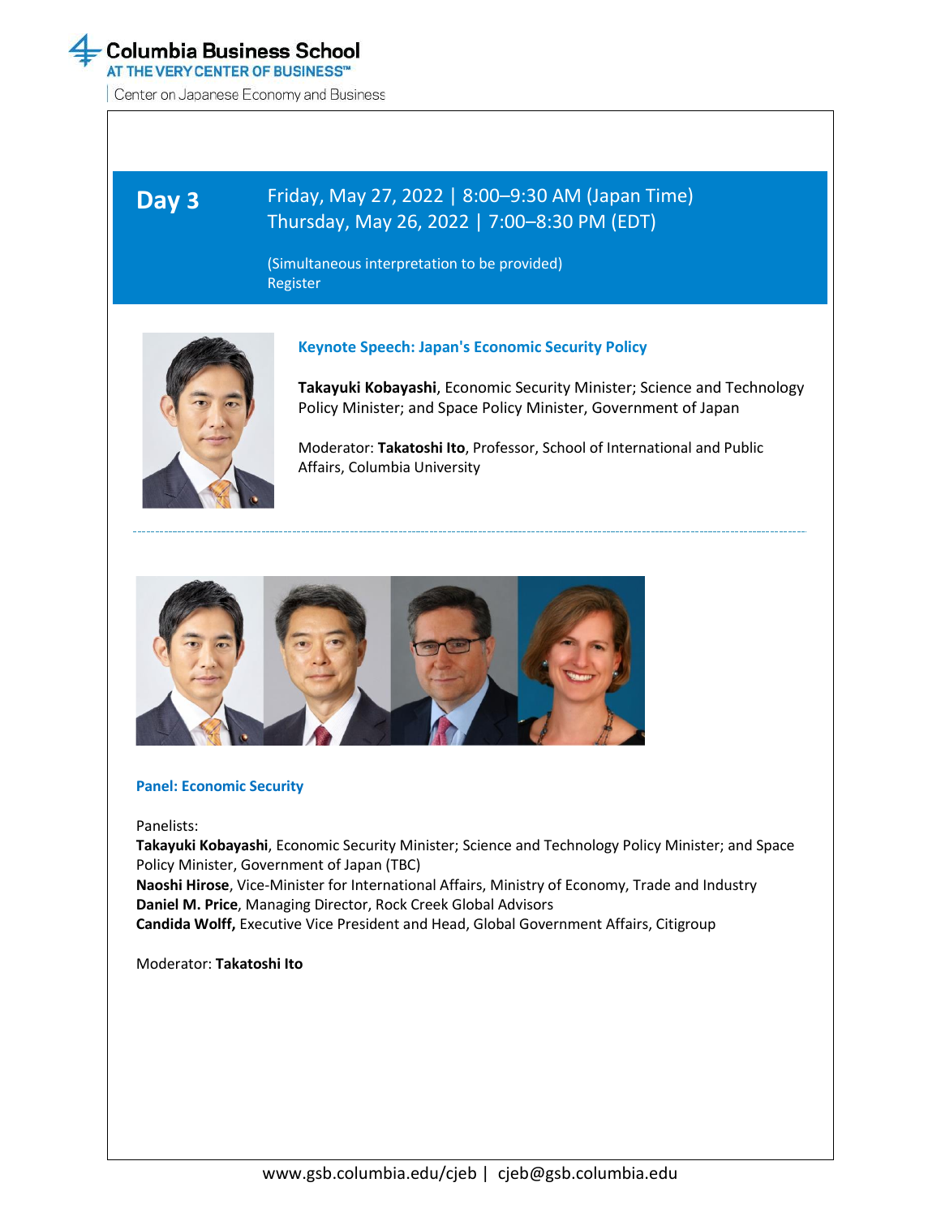# Day 3

Friday, May 27, 2022 | 8:00–9:30 AM (Japan Time)
Thursday, May 26, 2022 | 7:00–8:30 PM (EDT)

(Simultaneous interpretation to be provided)
Register

### Keynote Speech: Japan's Economic Security Policy

**Takayuki Kobayashi**, Economic Security Minister; Science and Technology Policy Minister; and Space Policy Minister, Government of Japan

Moderator: **Takatoshi Ito**, Professor, School of International and Public Affairs, Columbia University

---

### Panel: Economic Security

Panelists:
**Takayuki Kobayashi**, Economic Security Minister; Science and Technology Policy Minister; and Space Policy Minister, Government of Japan (TBC)
**Naoshi Hirose**, Vice-Minister for International Affairs, Ministry of Economy, Trade and Industry
**Daniel M. Price**, Managing Director, Rock Creek Global Advisors
**Candida Wolff,** Executive Vice President and Head, Global Government Affairs, Citigroup

Moderator: **Takatoshi Ito**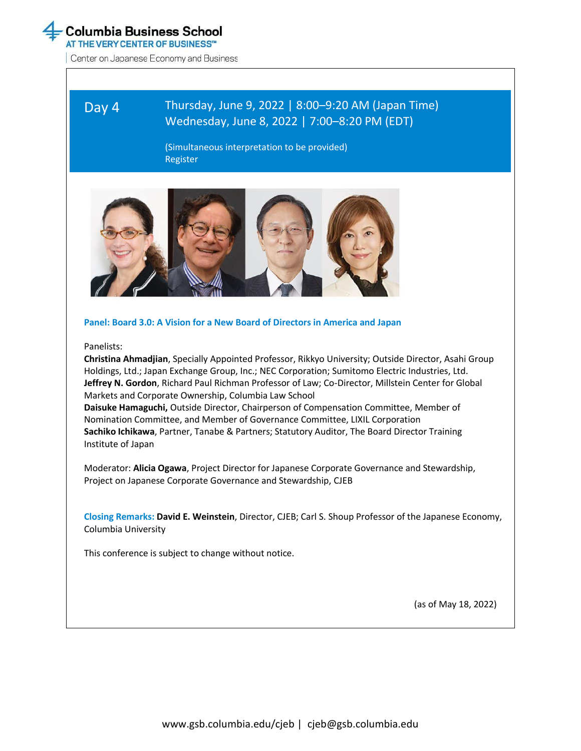Columbia Business School
AT THE VERY CENTER OF BUSINESS™
Center on Japanese Economy and Business

## Day 4

Thursday, June 9, 2022 | 8:00–9:20 AM (Japan Time)
Wednesday, June 8, 2022 | 7:00–8:20 PM (EDT)

(Simultaneous interpretation to be provided)
Register

### Panel: Board 3.0: A Vision for a New Board of Directors in America and Japan

Panelists:
**Christina Ahmadjian**, Specially Appointed Professor, Rikkyo University; Outside Director, Asahi Group Holdings, Ltd.; Japan Exchange Group, Inc.; NEC Corporation; Sumitomo Electric Industries, Ltd.
**Jeffrey N. Gordon**, Richard Paul Richman Professor of Law; Co-Director, Millstein Center for Global Markets and Corporate Ownership, Columbia Law School
**Daisuke Hamaguchi,** Outside Director, Chairperson of Compensation Committee, Member of Nomination Committee, and Member of Governance Committee, LIXIL Corporation
**Sachiko Ichikawa**, Partner, Tanabe & Partners; Statutory Auditor, The Board Director Training Institute of Japan

Moderator: **Alicia Ogawa**, Project Director for Japanese Corporate Governance and Stewardship, Project on Japanese Corporate Governance and Stewardship, CJEB

**Closing Remarks:** **David E. Weinstein**, Director, CJEB; Carl S. Shoup Professor of the Japanese Economy, Columbia University

This conference is subject to change without notice.

(as of May 18, 2022)

www.gsb.columbia.edu/cjeb | cjeb@gsb.columbia.edu